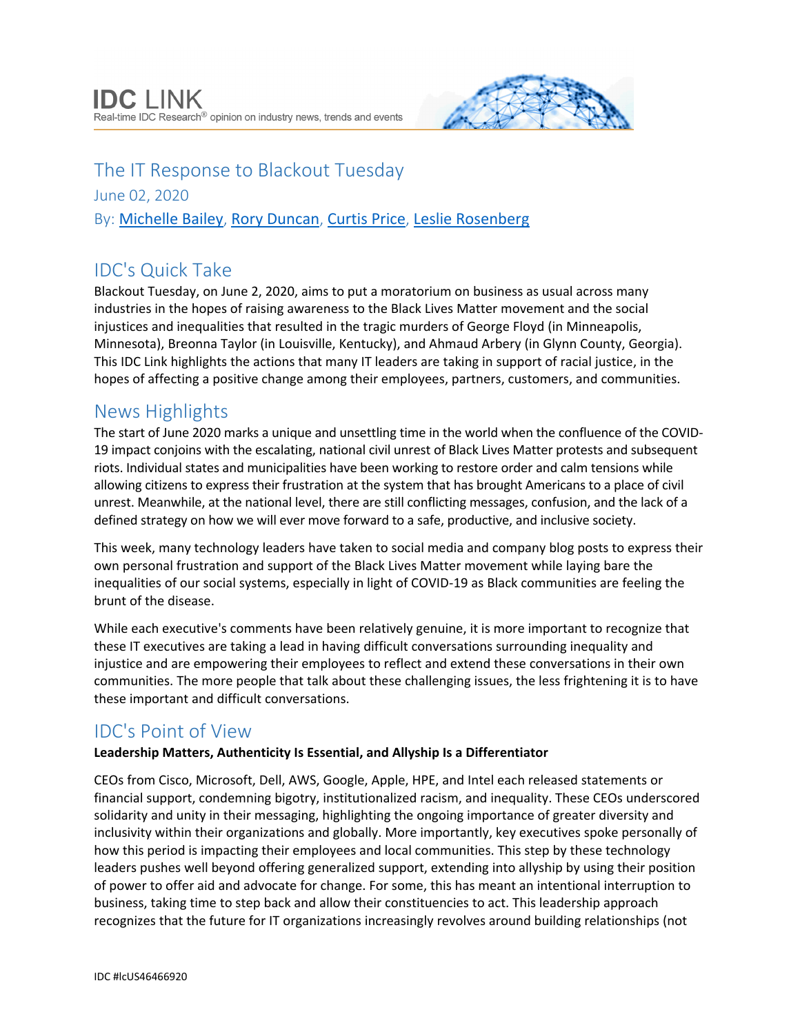IDC LINK
Real-time IDC Research® opinion on industry news, trends and events

# The IT Response to Blackout Tuesday

June 02, 2020

By: Michelle Bailey, Rory Duncan, Curtis Price, Leslie Rosenberg

## IDC's Quick Take

Blackout Tuesday, on June 2, 2020, aims to put a moratorium on business as usual across many industries in the hopes of raising awareness to the Black Lives Matter movement and the social injustices and inequalities that resulted in the tragic murders of George Floyd (in Minneapolis, Minnesota), Breonna Taylor (in Louisville, Kentucky), and Ahmaud Arbery (in Glynn County, Georgia). This IDC Link highlights the actions that many IT leaders are taking in support of racial justice, in the hopes of affecting a positive change among their employees, partners, customers, and communities.

## News Highlights

The start of June 2020 marks a unique and unsettling time in the world when the confluence of the COVID-19 impact conjoins with the escalating, national civil unrest of Black Lives Matter protests and subsequent riots. Individual states and municipalities have been working to restore order and calm tensions while allowing citizens to express their frustration at the system that has brought Americans to a place of civil unrest. Meanwhile, at the national level, there are still conflicting messages, confusion, and the lack of a defined strategy on how we will ever move forward to a safe, productive, and inclusive society.

This week, many technology leaders have taken to social media and company blog posts to express their own personal frustration and support of the Black Lives Matter movement while laying bare the inequalities of our social systems, especially in light of COVID-19 as Black communities are feeling the brunt of the disease.

While each executive's comments have been relatively genuine, it is more important to recognize that these IT executives are taking a lead in having difficult conversations surrounding inequality and injustice and are empowering their employees to reflect and extend these conversations in their own communities. The more people that talk about these challenging issues, the less frightening it is to have these important and difficult conversations.

## IDC's Point of View

**Leadership Matters, Authenticity Is Essential, and Allyship Is a Differentiator**

CEOs from Cisco, Microsoft, Dell, AWS, Google, Apple, HPE, and Intel each released statements or financial support, condemning bigotry, institutionalized racism, and inequality. These CEOs underscored solidarity and unity in their messaging, highlighting the ongoing importance of greater diversity and inclusivity within their organizations and globally. More importantly, key executives spoke personally of how this period is impacting their employees and local communities. This step by these technology leaders pushes well beyond offering generalized support, extending into allyship by using their position of power to offer aid and advocate for change. For some, this has meant an intentional interruption to business, taking time to step back and allow their constituencies to act. This leadership approach recognizes that the future for IT organizations increasingly revolves around building relationships (not

IDC #lcUS46466920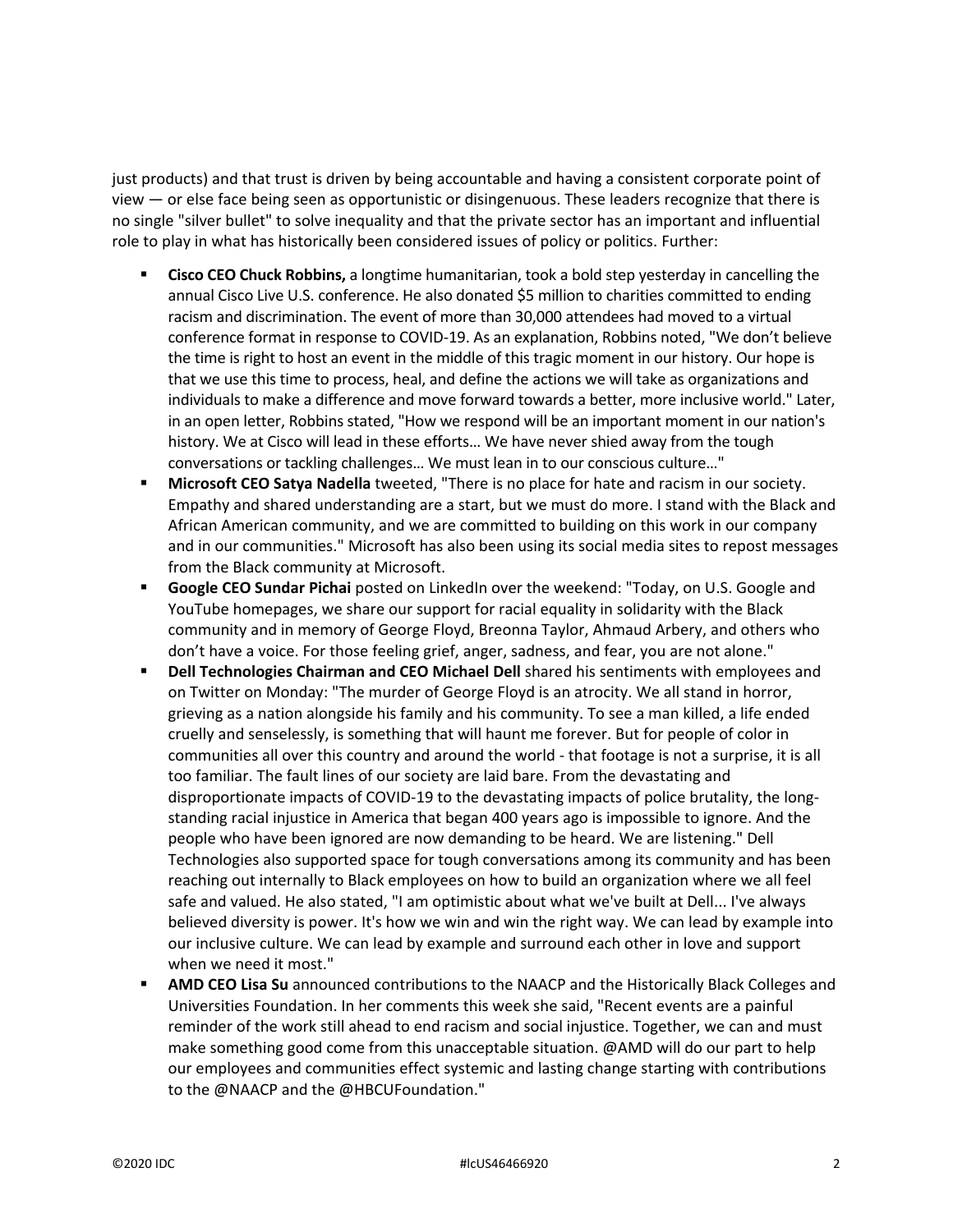just products) and that trust is driven by being accountable and having a consistent corporate point of view — or else face being seen as opportunistic or disingenuous. These leaders recognize that there is no single "silver bullet" to solve inequality and that the private sector has an important and influential role to play in what has historically been considered issues of policy or politics. Further:

- **Cisco CEO Chuck Robbins,** a longtime humanitarian, took a bold step yesterday in cancelling the annual Cisco Live U.S. conference. He also donated $5 million to charities committed to ending racism and discrimination. The event of more than 30,000 attendees had moved to a virtual conference format in response to COVID-19. As an explanation, Robbins noted, "We don't believe the time is right to host an event in the middle of this tragic moment in our history. Our hope is that we use this time to process, heal, and define the actions we will take as organizations and individuals to make a difference and move forward towards a better, more inclusive world." Later, in an open letter, Robbins stated, "How we respond will be an important moment in our nation's history. We at Cisco will lead in these efforts… We have never shied away from the tough conversations or tackling challenges… We must lean in to our conscious culture…"
- **Microsoft CEO Satya Nadella** tweeted, "There is no place for hate and racism in our society. Empathy and shared understanding are a start, but we must do more. I stand with the Black and African American community, and we are committed to building on this work in our company and in our communities." Microsoft has also been using its social media sites to repost messages from the Black community at Microsoft.
- **Google CEO Sundar Pichai** posted on LinkedIn over the weekend: "Today, on U.S. Google and YouTube homepages, we share our support for racial equality in solidarity with the Black community and in memory of George Floyd, Breonna Taylor, Ahmaud Arbery, and others who don't have a voice. For those feeling grief, anger, sadness, and fear, you are not alone."
- **Dell Technologies Chairman and CEO Michael Dell** shared his sentiments with employees and on Twitter on Monday: "The murder of George Floyd is an atrocity. We all stand in horror, grieving as a nation alongside his family and his community. To see a man killed, a life ended cruelly and senselessly, is something that will haunt me forever. But for people of color in communities all over this country and around the world - that footage is not a surprise, it is all too familiar. The fault lines of our society are laid bare. From the devastating and disproportionate impacts of COVID-19 to the devastating impacts of police brutality, the long-standing racial injustice in America that began 400 years ago is impossible to ignore. And the people who have been ignored are now demanding to be heard. We are listening." Dell Technologies also supported space for tough conversations among its community and has been reaching out internally to Black employees on how to build an organization where we all feel safe and valued. He also stated, "I am optimistic about what we've built at Dell... I've always believed diversity is power. It's how we win and win the right way. We can lead by example into our inclusive culture. We can lead by example and surround each other in love and support when we need it most."
- **AMD CEO Lisa Su** announced contributions to the NAACP and the Historically Black Colleges and Universities Foundation. In her comments this week she said, "Recent events are a painful reminder of the work still ahead to end racism and social injustice. Together, we can and must make something good come from this unacceptable situation. @AMD will do our part to help our employees and communities effect systemic and lasting change starting with contributions to the @NAACP and the @HBCUFoundation."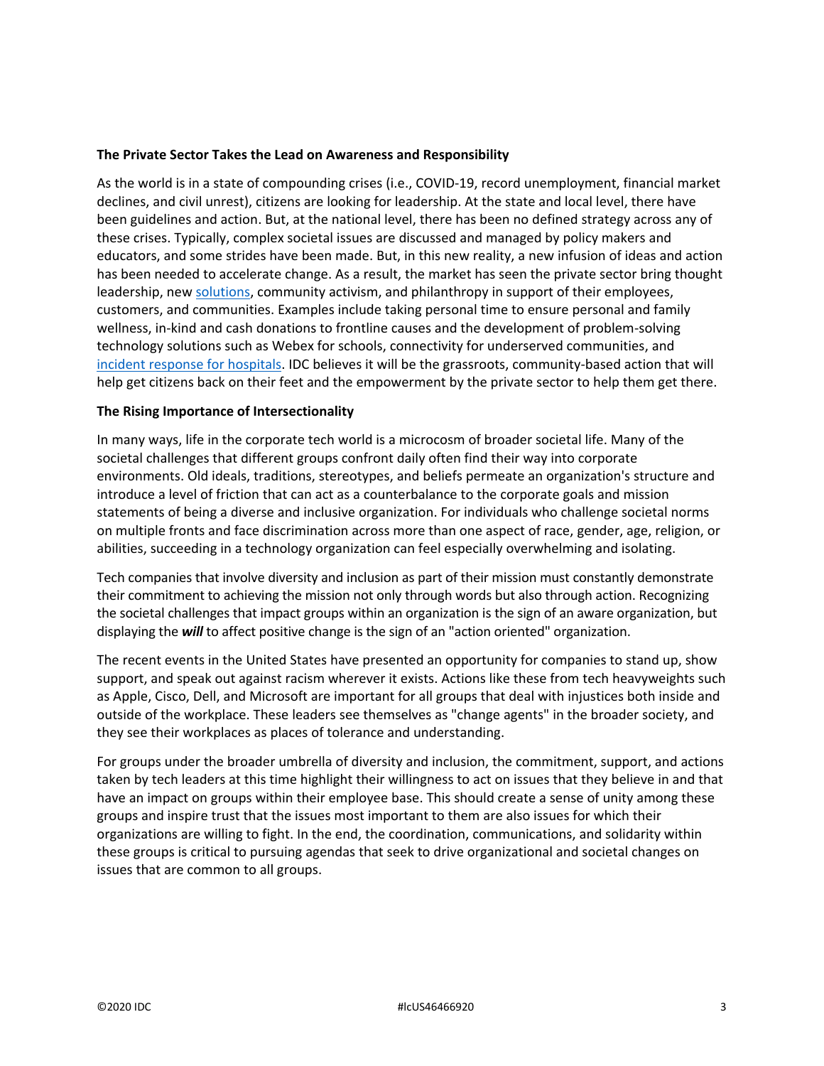**The Private Sector Takes the Lead on Awareness and Responsibility**

As the world is in a state of compounding crises (i.e., COVID-19, record unemployment, financial market declines, and civil unrest), citizens are looking for leadership. At the state and local level, there have been guidelines and action. But, at the national level, there has been no defined strategy across any of these crises. Typically, complex societal issues are discussed and managed by policy makers and educators, and some strides have been made. But, in this new reality, a new infusion of ideas and action has been needed to accelerate change. As a result, the market has seen the private sector bring thought leadership, new solutions, community activism, and philanthropy in support of their employees, customers, and communities. Examples include taking personal time to ensure personal and family wellness, in-kind and cash donations to frontline causes and the development of problem-solving technology solutions such as Webex for schools, connectivity for underserved communities, and incident response for hospitals. IDC believes it will be the grassroots, community-based action that will help get citizens back on their feet and the empowerment by the private sector to help them get there.

**The Rising Importance of Intersectionality**

In many ways, life in the corporate tech world is a microcosm of broader societal life. Many of the societal challenges that different groups confront daily often find their way into corporate environments. Old ideals, traditions, stereotypes, and beliefs permeate an organization's structure and introduce a level of friction that can act as a counterbalance to the corporate goals and mission statements of being a diverse and inclusive organization. For individuals who challenge societal norms on multiple fronts and face discrimination across more than one aspect of race, gender, age, religion, or abilities, succeeding in a technology organization can feel especially overwhelming and isolating.

Tech companies that involve diversity and inclusion as part of their mission must constantly demonstrate their commitment to achieving the mission not only through words but also through action. Recognizing the societal challenges that impact groups within an organization is the sign of an aware organization, but displaying the ***will*** to affect positive change is the sign of an "action oriented" organization.

The recent events in the United States have presented an opportunity for companies to stand up, show support, and speak out against racism wherever it exists. Actions like these from tech heavyweights such as Apple, Cisco, Dell, and Microsoft are important for all groups that deal with injustices both inside and outside of the workplace. These leaders see themselves as "change agents" in the broader society, and they see their workplaces as places of tolerance and understanding.

For groups under the broader umbrella of diversity and inclusion, the commitment, support, and actions taken by tech leaders at this time highlight their willingness to act on issues that they believe in and that have an impact on groups within their employee base. This should create a sense of unity among these groups and inspire trust that the issues most important to them are also issues for which their organizations are willing to fight. In the end, the coordination, communications, and solidarity within these groups is critical to pursuing agendas that seek to drive organizational and societal changes on issues that are common to all groups.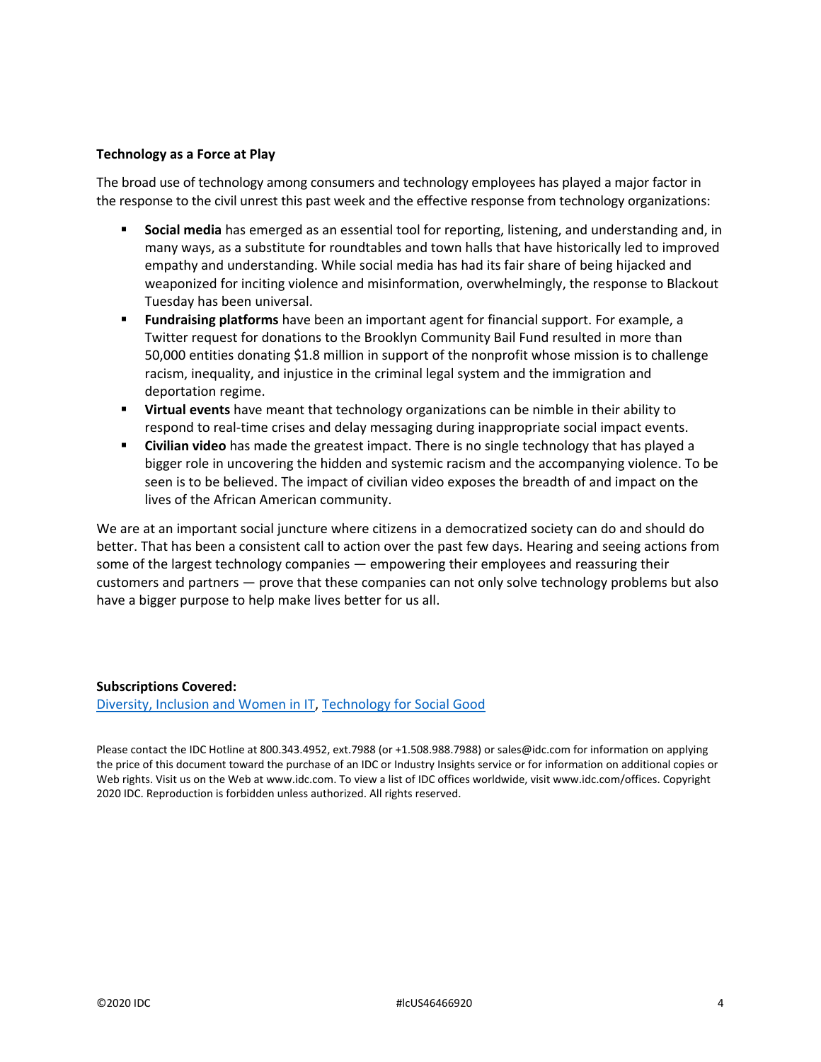**Technology as a Force at Play**

The broad use of technology among consumers and technology employees has played a major factor in the response to the civil unrest this past week and the effective response from technology organizations:

- **Social media** has emerged as an essential tool for reporting, listening, and understanding and, in many ways, as a substitute for roundtables and town halls that have historically led to improved empathy and understanding. While social media has had its fair share of being hijacked and weaponized for inciting violence and misinformation, overwhelmingly, the response to Blackout Tuesday has been universal.
- **Fundraising platforms** have been an important agent for financial support. For example, a Twitter request for donations to the Brooklyn Community Bail Fund resulted in more than 50,000 entities donating $1.8 million in support of the nonprofit whose mission is to challenge racism, inequality, and injustice in the criminal legal system and the immigration and deportation regime.
- **Virtual events** have meant that technology organizations can be nimble in their ability to respond to real-time crises and delay messaging during inappropriate social impact events.
- **Civilian video** has made the greatest impact. There is no single technology that has played a bigger role in uncovering the hidden and systemic racism and the accompanying violence. To be seen is to be believed. The impact of civilian video exposes the breadth of and impact on the lives of the African American community.

We are at an important social juncture where citizens in a democratized society can do and should do better. That has been a consistent call to action over the past few days. Hearing and seeing actions from some of the largest technology companies — empowering their employees and reassuring their customers and partners — prove that these companies can not only solve technology problems but also have a bigger purpose to help make lives better for us all.

**Subscriptions Covered:**
Diversity, Inclusion and Women in IT, Technology for Social Good

Please contact the IDC Hotline at 800.343.4952, ext.7988 (or +1.508.988.7988) or sales@idc.com for information on applying the price of this document toward the purchase of an IDC or Industry Insights service or for information on additional copies or Web rights. Visit us on the Web at www.idc.com. To view a list of IDC offices worldwide, visit www.idc.com/offices. Copyright 2020 IDC. Reproduction is forbidden unless authorized. All rights reserved.